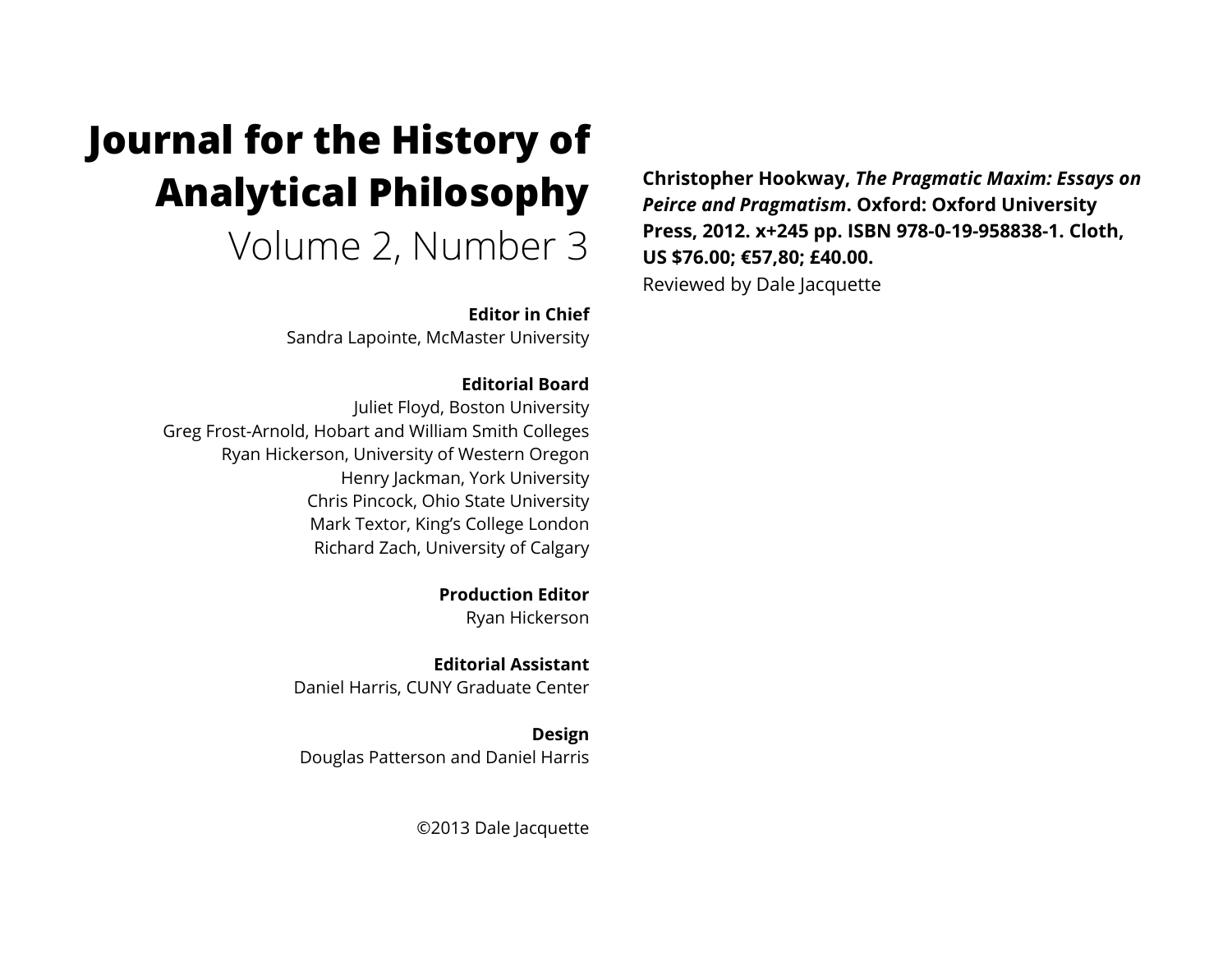# Journal for the History of Analytical Philosophy

## Volume 2, Number 3

**Editor in Chief**
Sandra Lapointe, McMaster University

**Editorial Board**
Juliet Floyd, Boston University
Greg Frost-Arnold, Hobart and William Smith Colleges
Ryan Hickerson, University of Western Oregon
Henry Jackman, York University
Chris Pincock, Ohio State University
Mark Textor, King's College London
Richard Zach, University of Calgary

**Production Editor**
Ryan Hickerson

**Editorial Assistant**
Daniel Harris, CUNY Graduate Center

**Design**
Douglas Patterson and Daniel Harris

©2013 Dale Jacquette

**Christopher Hookway, *The Pragmatic Maxim: Essays on Peirce and Pragmatism*. Oxford: Oxford University Press, 2012. x+245 pp. ISBN 978-0-19-958838-1. Cloth, US $76.00; €57,80; £40.00.**

Reviewed by Dale Jacquette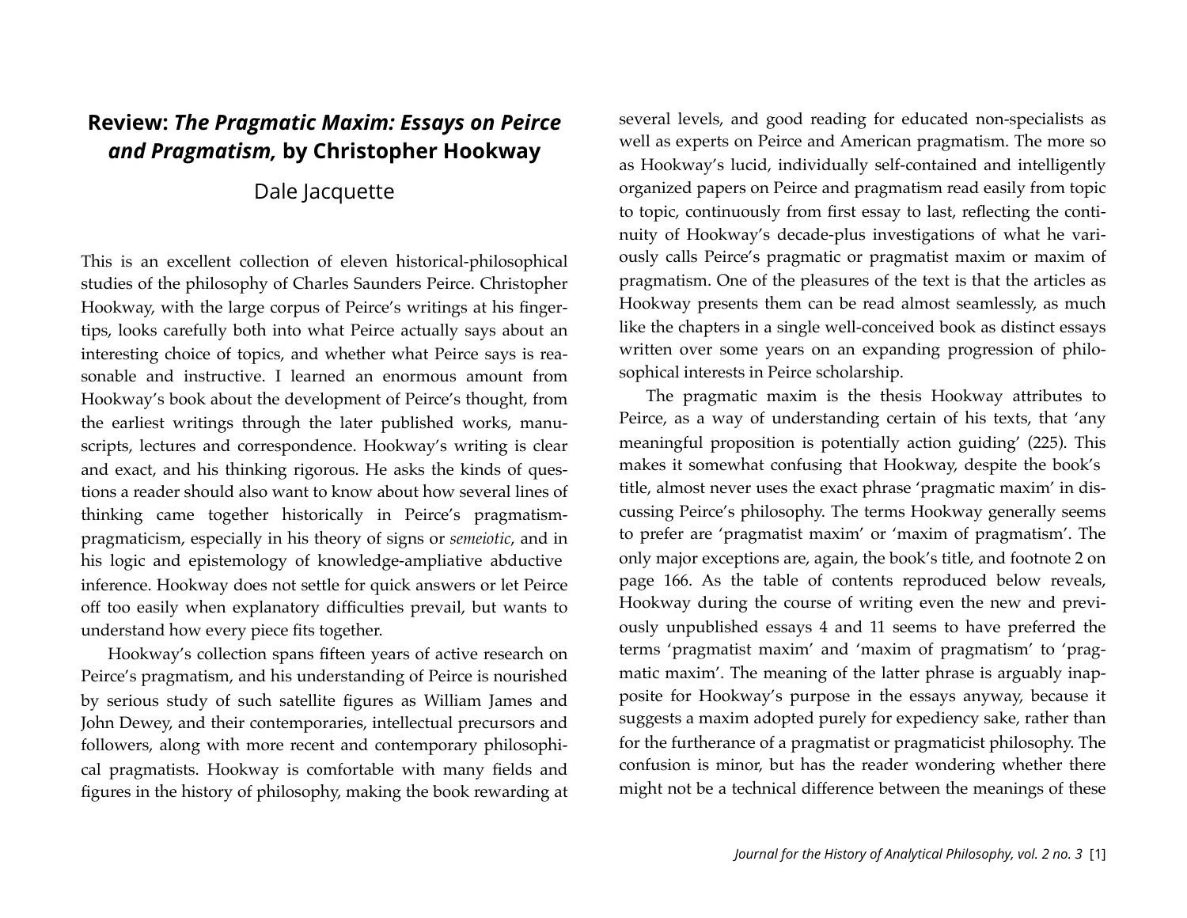## Review: *The Pragmatic Maxim: Essays on Peirce and Pragmatism*, by Christopher Hookway

Dale Jacquette

This is an excellent collection of eleven historical-philosophical studies of the philosophy of Charles Saunders Peirce. Christopher Hookway, with the large corpus of Peirce's writings at his fingertips, looks carefully both into what Peirce actually says about an interesting choice of topics, and whether what Peirce says is reasonable and instructive. I learned an enormous amount from Hookway's book about the development of Peirce's thought, from the earliest writings through the later published works, manuscripts, lectures and correspondence. Hookway's writing is clear and exact, and his thinking rigorous. He asks the kinds of questions a reader should also want to know about how several lines of thinking came together historically in Peirce's pragmatism-pragmaticism, especially in his theory of signs or *semeiotic*, and in his logic and epistemology of knowledge-ampliative abductive inference. Hookway does not settle for quick answers or let Peirce off too easily when explanatory difficulties prevail, but wants to understand how every piece fits together.

Hookway's collection spans fifteen years of active research on Peirce's pragmatism, and his understanding of Peirce is nourished by serious study of such satellite figures as William James and John Dewey, and their contemporaries, intellectual precursors and followers, along with more recent and contemporary philosophical pragmatists. Hookway is comfortable with many fields and figures in the history of philosophy, making the book rewarding at several levels, and good reading for educated non-specialists as well as experts on Peirce and American pragmatism. The more so as Hookway's lucid, individually self-contained and intelligently organized papers on Peirce and pragmatism read easily from topic to topic, continuously from first essay to last, reflecting the continuity of Hookway's decade-plus investigations of what he variously calls Peirce's pragmatic or pragmatist maxim or maxim of pragmatism. One of the pleasures of the text is that the articles as Hookway presents them can be read almost seamlessly, as much like the chapters in a single well-conceived book as distinct essays written over some years on an expanding progression of philosophical interests in Peirce scholarship.

The pragmatic maxim is the thesis Hookway attributes to Peirce, as a way of understanding certain of his texts, that 'any meaningful proposition is potentially action guiding' (225). This makes it somewhat confusing that Hookway, despite the book's title, almost never uses the exact phrase 'pragmatic maxim' in discussing Peirce's philosophy. The terms Hookway generally seems to prefer are 'pragmatist maxim' or 'maxim of pragmatism'. The only major exceptions are, again, the book's title, and footnote 2 on page 166. As the table of contents reproduced below reveals, Hookway during the course of writing even the new and previously unpublished essays 4 and 11 seems to have preferred the terms 'pragmatist maxim' and 'maxim of pragmatism' to 'pragmatic maxim'. The meaning of the latter phrase is arguably inapposite for Hookway's purpose in the essays anyway, because it suggests a maxim adopted purely for expediency sake, rather than for the furtherance of a pragmatist or pragmaticist philosophy. The confusion is minor, but has the reader wondering whether there might not be a technical difference between the meanings of these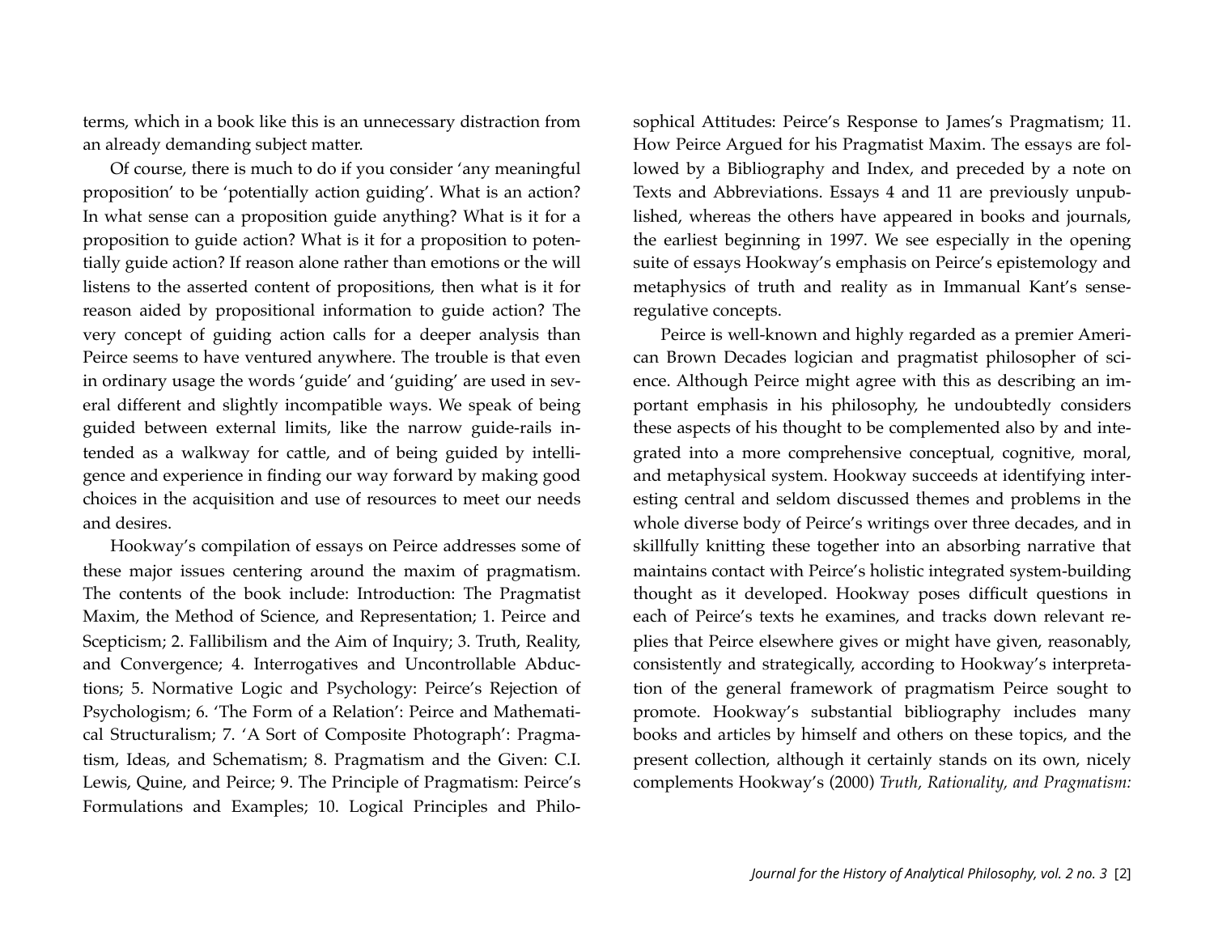terms, which in a book like this is an unnecessary distraction from an already demanding subject matter.

Of course, there is much to do if you consider 'any meaningful proposition' to be 'potentially action guiding'. What is an action? In what sense can a proposition guide anything? What is it for a proposition to guide action? What is it for a proposition to potentially guide action? If reason alone rather than emotions or the will listens to the asserted content of propositions, then what is it for reason aided by propositional information to guide action? The very concept of guiding action calls for a deeper analysis than Peirce seems to have ventured anywhere. The trouble is that even in ordinary usage the words 'guide' and 'guiding' are used in several different and slightly incompatible ways. We speak of being guided between external limits, like the narrow guide-rails intended as a walkway for cattle, and of being guided by intelligence and experience in finding our way forward by making good choices in the acquisition and use of resources to meet our needs and desires.

Hookway's compilation of essays on Peirce addresses some of these major issues centering around the maxim of pragmatism. The contents of the book include: Introduction: The Pragmatist Maxim, the Method of Science, and Representation; 1. Peirce and Scepticism; 2. Fallibilism and the Aim of Inquiry; 3. Truth, Reality, and Convergence; 4. Interrogatives and Uncontrollable Abductions; 5. Normative Logic and Psychology: Peirce's Rejection of Psychologism; 6. 'The Form of a Relation': Peirce and Mathematical Structuralism; 7. 'A Sort of Composite Photograph': Pragmatism, Ideas, and Schematism; 8. Pragmatism and the Given: C.I. Lewis, Quine, and Peirce; 9. The Principle of Pragmatism: Peirce's Formulations and Examples; 10. Logical Principles and Philosophical Attitudes: Peirce's Response to James's Pragmatism; 11. How Peirce Argued for his Pragmatist Maxim. The essays are followed by a Bibliography and Index, and preceded by a note on Texts and Abbreviations. Essays 4 and 11 are previously unpublished, whereas the others have appeared in books and journals, the earliest beginning in 1997. We see especially in the opening suite of essays Hookway's emphasis on Peirce's epistemology and metaphysics of truth and reality as in Immanual Kant's sense-regulative concepts.

Peirce is well-known and highly regarded as a premier American Brown Decades logician and pragmatist philosopher of science. Although Peirce might agree with this as describing an important emphasis in his philosophy, he undoubtedly considers these aspects of his thought to be complemented also by and integrated into a more comprehensive conceptual, cognitive, moral, and metaphysical system. Hookway succeeds at identifying interesting central and seldom discussed themes and problems in the whole diverse body of Peirce's writings over three decades, and in skillfully knitting these together into an absorbing narrative that maintains contact with Peirce's holistic integrated system-building thought as it developed. Hookway poses difficult questions in each of Peirce's texts he examines, and tracks down relevant replies that Peirce elsewhere gives or might have given, reasonably, consistently and strategically, according to Hookway's interpretation of the general framework of pragmatism Peirce sought to promote. Hookway's substantial bibliography includes many books and articles by himself and others on these topics, and the present collection, although it certainly stands on its own, nicely complements Hookway's (2000) *Truth, Rationality, and Pragmatism:*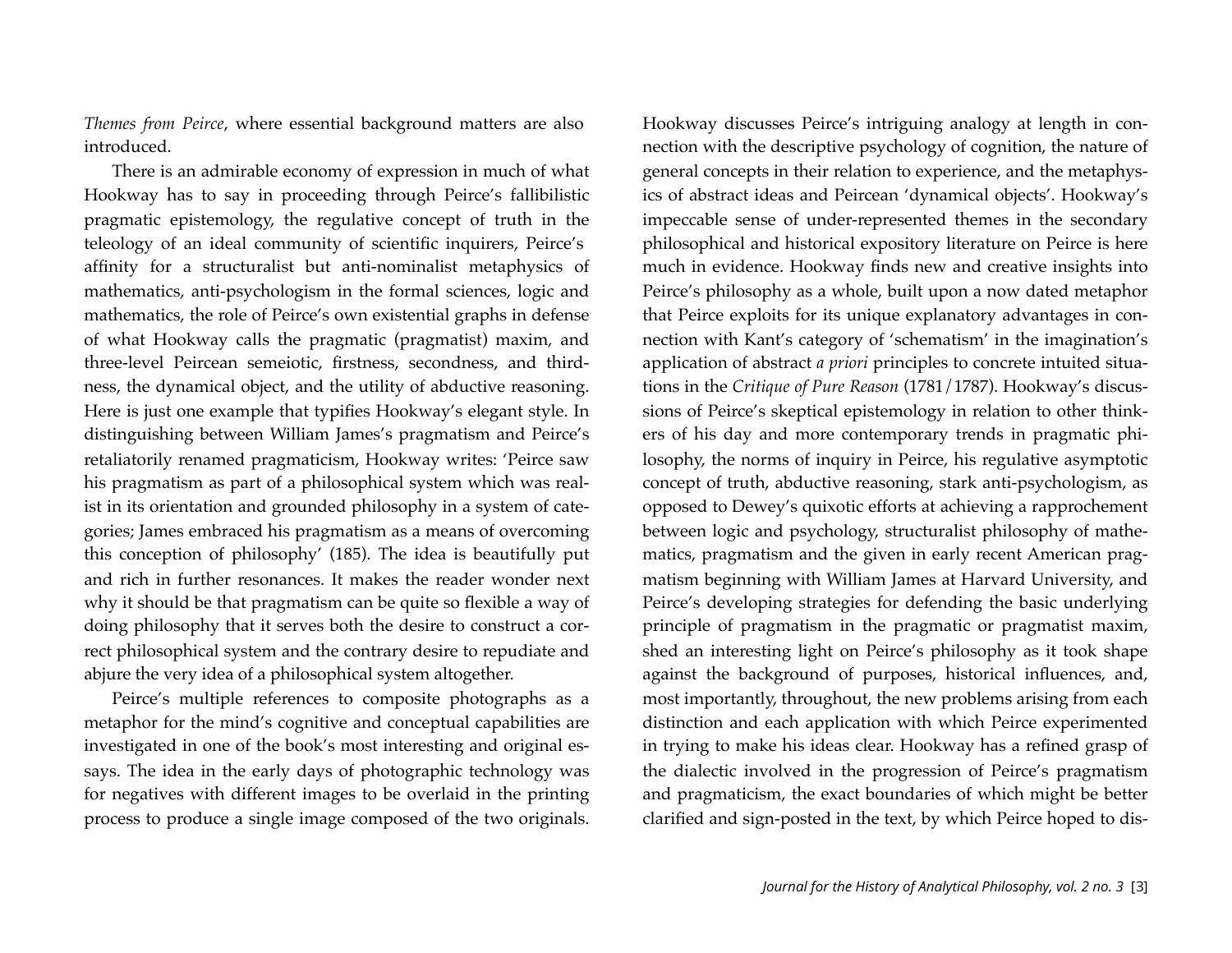*Themes from Peirce*, where essential background matters are also introduced.

There is an admirable economy of expression in much of what Hookway has to say in proceeding through Peirce's fallibilistic pragmatic epistemology, the regulative concept of truth in the teleology of an ideal community of scientific inquirers, Peirce's affinity for a structuralist but anti-nominalist metaphysics of mathematics, anti-psychologism in the formal sciences, logic and mathematics, the role of Peirce's own existential graphs in defense of what Hookway calls the pragmatic (pragmatist) maxim, and three-level Peircean semeiotic, firstness, secondness, and thirdness, the dynamical object, and the utility of abductive reasoning. Here is just one example that typifies Hookway's elegant style. In distinguishing between William James's pragmatism and Peirce's retaliatorily renamed pragmaticism, Hookway writes: 'Peirce saw his pragmatism as part of a philosophical system which was realist in its orientation and grounded philosophy in a system of categories; James embraced his pragmatism as a means of overcoming this conception of philosophy' (185). The idea is beautifully put and rich in further resonances. It makes the reader wonder next why it should be that pragmatism can be quite so flexible a way of doing philosophy that it serves both the desire to construct a correct philosophical system and the contrary desire to repudiate and abjure the very idea of a philosophical system altogether.

Peirce's multiple references to composite photographs as a metaphor for the mind's cognitive and conceptual capabilities are investigated in one of the book's most interesting and original essays. The idea in the early days of photographic technology was for negatives with different images to be overlaid in the printing process to produce a single image composed of the two originals. Hookway discusses Peirce's intriguing analogy at length in connection with the descriptive psychology of cognition, the nature of general concepts in their relation to experience, and the metaphysics of abstract ideas and Peircean 'dynamical objects'. Hookway's impeccable sense of under-represented themes in the secondary philosophical and historical expository literature on Peirce is here much in evidence. Hookway finds new and creative insights into Peirce's philosophy as a whole, built upon a now dated metaphor that Peirce exploits for its unique explanatory advantages in connection with Kant's category of 'schematism' in the imagination's application of abstract *a priori* principles to concrete intuited situations in the *Critique of Pure Reason* (1781/1787). Hookway's discussions of Peirce's skeptical epistemology in relation to other thinkers of his day and more contemporary trends in pragmatic philosophy, the norms of inquiry in Peirce, his regulative asymptotic concept of truth, abductive reasoning, stark anti-psychologism, as opposed to Dewey's quixotic efforts at achieving a rapprochement between logic and psychology, structuralist philosophy of mathematics, pragmatism and the given in early recent American pragmatism beginning with William James at Harvard University, and Peirce's developing strategies for defending the basic underlying principle of pragmatism in the pragmatic or pragmatist maxim, shed an interesting light on Peirce's philosophy as it took shape against the background of purposes, historical influences, and, most importantly, throughout, the new problems arising from each distinction and each application with which Peirce experimented in trying to make his ideas clear. Hookway has a refined grasp of the dialectic involved in the progression of Peirce's pragmatism and pragmaticism, the exact boundaries of which might be better clarified and sign-posted in the text, by which Peirce hoped to dis-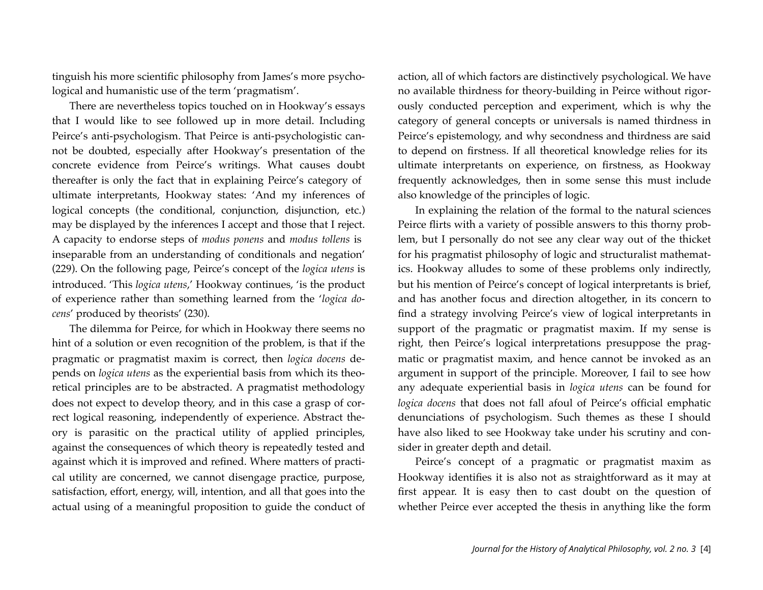tinguish his more scientific philosophy from James's more psychological and humanistic use of the term 'pragmatism'.

There are nevertheless topics touched on in Hookway's essays that I would like to see followed up in more detail. Including Peirce's anti-psychologism. That Peirce is anti-psychologistic cannot be doubted, especially after Hookway's presentation of the concrete evidence from Peirce's writings. What causes doubt thereafter is only the fact that in explaining Peirce's category of ultimate interpretants, Hookway states: 'And my inferences of logical concepts (the conditional, conjunction, disjunction, etc.) may be displayed by the inferences I accept and those that I reject. A capacity to endorse steps of *modus ponens* and *modus tollens* is inseparable from an understanding of conditionals and negation' (229). On the following page, Peirce's concept of the *logica utens* is introduced. 'This *logica utens*,' Hookway continues, 'is the product of experience rather than something learned from the '*logica docens*' produced by theorists' (230).

The dilemma for Peirce, for which in Hookway there seems no hint of a solution or even recognition of the problem, is that if the pragmatic or pragmatist maxim is correct, then *logica docens* depends on *logica utens* as the experiential basis from which its theoretical principles are to be abstracted. A pragmatist methodology does not expect to develop theory, and in this case a grasp of correct logical reasoning, independently of experience. Abstract theory is parasitic on the practical utility of applied principles, against the consequences of which theory is repeatedly tested and against which it is improved and refined. Where matters of practical utility are concerned, we cannot disengage practice, purpose, satisfaction, effort, energy, will, intention, and all that goes into the actual using of a meaningful proposition to guide the conduct of action, all of which factors are distinctively psychological. We have no available thirdness for theory-building in Peirce without rigorously conducted perception and experiment, which is why the category of general concepts or universals is named thirdness in Peirce's epistemology, and why secondness and thirdness are said to depend on firstness. If all theoretical knowledge relies for its ultimate interpretants on experience, on firstness, as Hookway frequently acknowledges, then in some sense this must include also knowledge of the principles of logic.

In explaining the relation of the formal to the natural sciences Peirce flirts with a variety of possible answers to this thorny problem, but I personally do not see any clear way out of the thicket for his pragmatist philosophy of logic and structuralist mathematics. Hookway alludes to some of these problems only indirectly, but his mention of Peirce's concept of logical interpretants is brief, and has another focus and direction altogether, in its concern to find a strategy involving Peirce's view of logical interpretants in support of the pragmatic or pragmatist maxim. If my sense is right, then Peirce's logical interpretations presuppose the pragmatic or pragmatist maxim, and hence cannot be invoked as an argument in support of the principle. Moreover, I fail to see how any adequate experiential basis in *logica utens* can be found for *logica docens* that does not fall afoul of Peirce's official emphatic denunciations of psychologism. Such themes as these I should have also liked to see Hookway take under his scrutiny and consider in greater depth and detail.

Peirce's concept of a pragmatic or pragmatist maxim as Hookway identifies it is also not as straightforward as it may at first appear. It is easy then to cast doubt on the question of whether Peirce ever accepted the thesis in anything like the form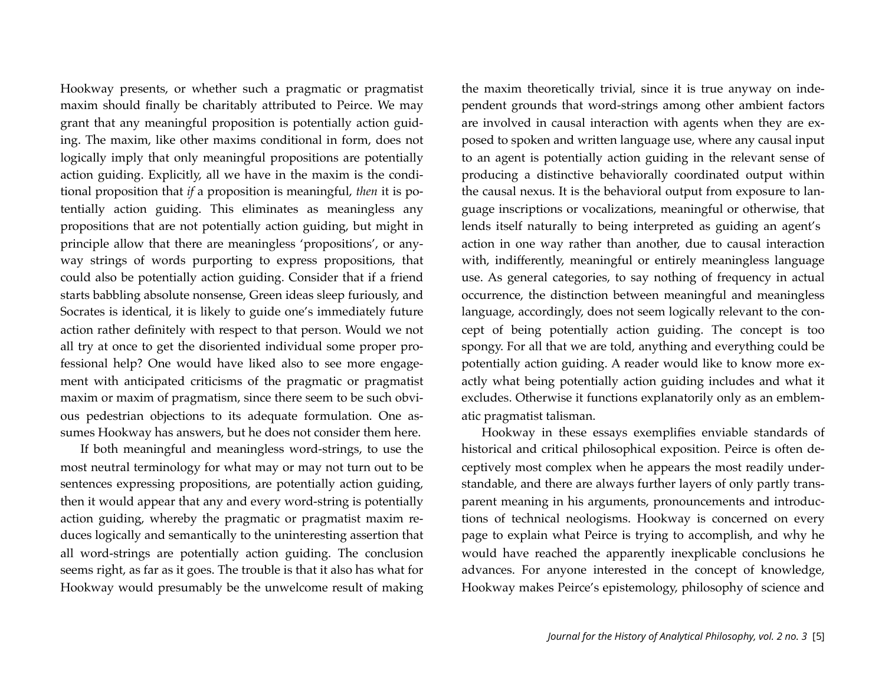Hookway presents, or whether such a pragmatic or pragmatist maxim should finally be charitably attributed to Peirce. We may grant that any meaningful proposition is potentially action guiding. The maxim, like other maxims conditional in form, does not logically imply that only meaningful propositions are potentially action guiding. Explicitly, all we have in the maxim is the conditional proposition that *if* a proposition is meaningful, *then* it is potentially action guiding. This eliminates as meaningless any propositions that are not potentially action guiding, but might in principle allow that there are meaningless 'propositions', or anyway strings of words purporting to express propositions, that could also be potentially action guiding. Consider that if a friend starts babbling absolute nonsense, Green ideas sleep furiously, and Socrates is identical, it is likely to guide one's immediately future action rather definitely with respect to that person. Would we not all try at once to get the disoriented individual some proper professional help? One would have liked also to see more engagement with anticipated criticisms of the pragmatic or pragmatist maxim or maxim of pragmatism, since there seem to be such obvious pedestrian objections to its adequate formulation. One assumes Hookway has answers, but he does not consider them here.

If both meaningful and meaningless word-strings, to use the most neutral terminology for what may or may not turn out to be sentences expressing propositions, are potentially action guiding, then it would appear that any and every word-string is potentially action guiding, whereby the pragmatic or pragmatist maxim reduces logically and semantically to the uninteresting assertion that all word-strings are potentially action guiding. The conclusion seems right, as far as it goes. The trouble is that it also has what for Hookway would presumably be the unwelcome result of making the maxim theoretically trivial, since it is true anyway on independent grounds that word-strings among other ambient factors are involved in causal interaction with agents when they are exposed to spoken and written language use, where any causal input to an agent is potentially action guiding in the relevant sense of producing a distinctive behaviorally coordinated output within the causal nexus. It is the behavioral output from exposure to language inscriptions or vocalizations, meaningful or otherwise, that lends itself naturally to being interpreted as guiding an agent's action in one way rather than another, due to causal interaction with, indifferently, meaningful or entirely meaningless language use. As general categories, to say nothing of frequency in actual occurrence, the distinction between meaningful and meaningless language, accordingly, does not seem logically relevant to the concept of being potentially action guiding. The concept is too spongy. For all that we are told, anything and everything could be potentially action guiding. A reader would like to know more exactly what being potentially action guiding includes and what it excludes. Otherwise it functions explanatorily only as an emblematic pragmatist talisman.

Hookway in these essays exemplifies enviable standards of historical and critical philosophical exposition. Peirce is often deceptively most complex when he appears the most readily understandable, and there are always further layers of only partly transparent meaning in his arguments, pronouncements and introductions of technical neologisms. Hookway is concerned on every page to explain what Peirce is trying to accomplish, and why he would have reached the apparently inexplicable conclusions he advances. For anyone interested in the concept of knowledge, Hookway makes Peirce's epistemology, philosophy of science and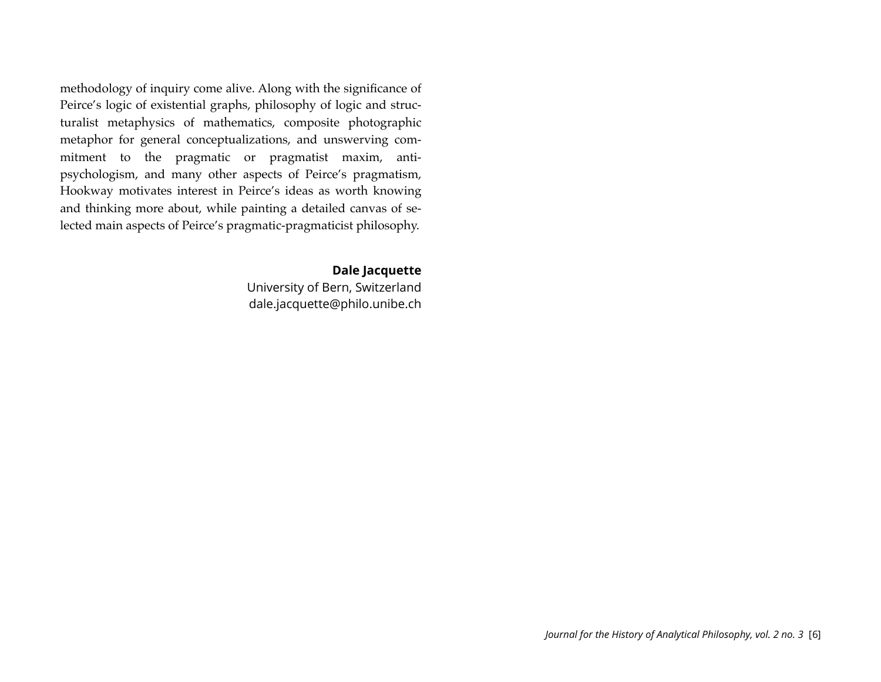methodology of inquiry come alive. Along with the significance of Peirce's logic of existential graphs, philosophy of logic and structuralist metaphysics of mathematics, composite photographic metaphor for general conceptualizations, and unswerving commitment to the pragmatic or pragmatist maxim, anti-psychologism, and many other aspects of Peirce's pragmatism, Hookway motivates interest in Peirce's ideas as worth knowing and thinking more about, while painting a detailed canvas of selected main aspects of Peirce's pragmatic-pragmaticist philosophy.

**Dale Jacquette**
University of Bern, Switzerland
dale.jacquette@philo.unibe.ch